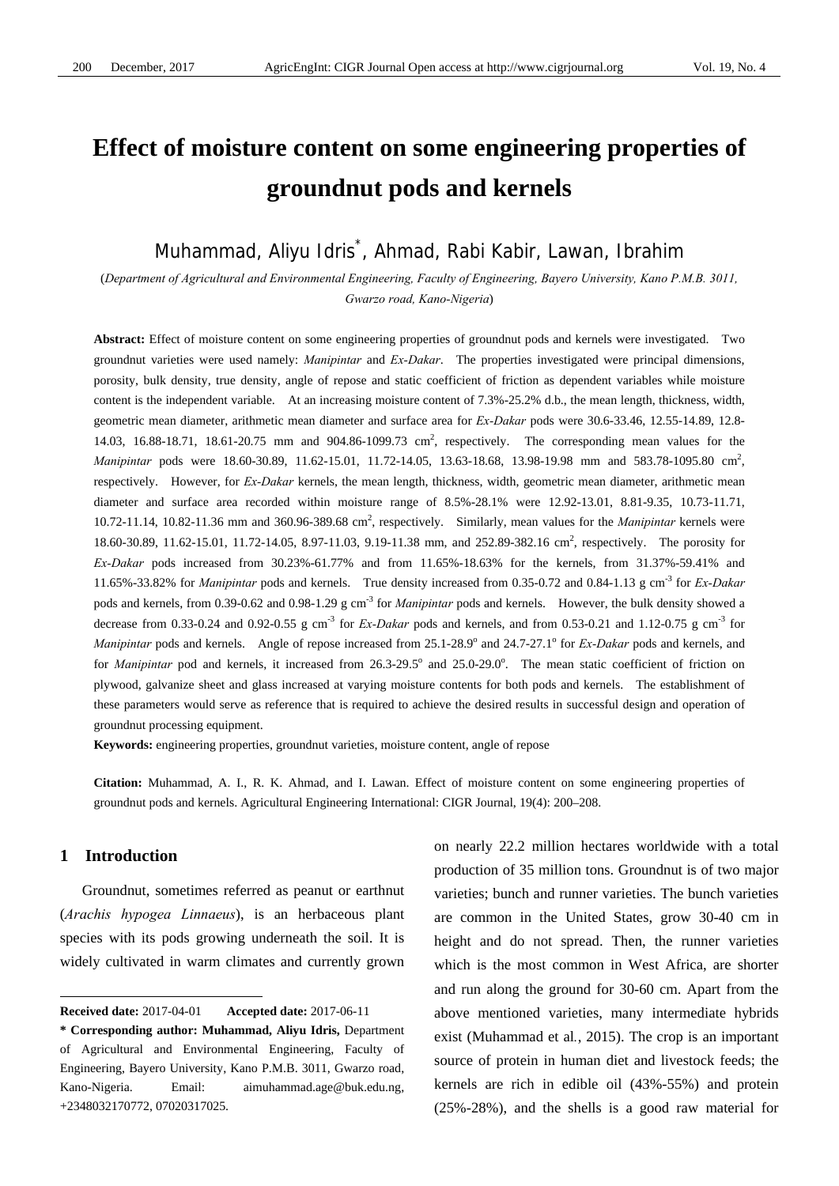# Effect of moisture content on some engineering properties of groundnut pods and kernels

## Muhammad, Aliyu Idris*, Ahmad, Rabi Kabir, Lawan, Ibrahim

(*Department of Agricultural and Environmental Engineering, Faculty of Engineering, Bayero University, Kano P.M.B. 3011, Gwarzo road, Kano-Nigeria*)

**Abstract:** Effect of moisture content on some engineering properties of groundnut pods and kernels were investigated. Two groundnut varieties were used namely: *Manipintar* and *Ex-Dakar*. The properties investigated were principal dimensions, porosity, bulk density, true density, angle of repose and static coefficient of friction as dependent variables while moisture content is the independent variable. At an increasing moisture content of 7.3%-25.2% d.b., the mean length, thickness, width, geometric mean diameter, arithmetic mean diameter and surface area for *Ex-Dakar* pods were 30.6-33.46, 12.55-14.89, 12.8-14.03, 16.88-18.71, 18.61-20.75 mm and 904.86-1099.73 $cm^2$, respectively. The corresponding mean values for the *Manipintar* pods were 18.60-30.89, 11.62-15.01, 11.72-14.05, 13.63-18.68, 13.98-19.98 mm and 583.78-1095.80 $cm^2$, respectively. However, for *Ex-Dakar* kernels, the mean length, thickness, width, geometric mean diameter, arithmetic mean diameter and surface area recorded within moisture range of 8.5%-28.1% were 12.92-13.01, 8.81-9.35, 10.73-11.71, 10.72-11.14, 10.82-11.36 mm and 360.96-389.68 $cm^2$, respectively. Similarly, mean values for the *Manipintar* kernels were 18.60-30.89, 11.62-15.01, 11.72-14.05, 8.97-11.03, 9.19-11.38 mm, and 252.89-382.16 $cm^2$, respectively. The porosity for *Ex-Dakar* pods increased from 30.23%-61.77% and from 11.65%-18.63% for the kernels, from 31.37%-59.41% and 11.65%-33.82% for *Manipintar* pods and kernels. True density increased from 0.35-0.72 and 0.84-1.13 g $cm^{-3}$ for *Ex-Dakar* pods and kernels, from 0.39-0.62 and 0.98-1.29 g $cm^{-3}$ for *Manipintar* pods and kernels. However, the bulk density showed a decrease from 0.33-0.24 and 0.92-0.55 g $cm^{-3}$ for *Ex-Dakar* pods and kernels, and from 0.53-0.21 and 1.12-0.75 g $cm^{-3}$ for *Manipintar* pods and kernels. Angle of repose increased from 25.1-28.9° and 24.7-27.1° for *Ex-Dakar* pods and kernels, and for *Manipintar* pod and kernels, it increased from 26.3-29.5° and 25.0-29.0°. The mean static coefficient of friction on plywood, galvanize sheet and glass increased at varying moisture contents for both pods and kernels. The establishment of these parameters would serve as reference that is required to achieve the desired results in successful design and operation of groundnut processing equipment.

**Keywords:** engineering properties, groundnut varieties, moisture content, angle of repose

**Citation:** Muhammad, A. I., R. K. Ahmad, and I. Lawan. Effect of moisture content on some engineering properties of groundnut pods and kernels. Agricultural Engineering International: CIGR Journal, 19(4): 200–208.

## 1 Introduction

Groundnut, sometimes referred as peanut or earthnut (*Arachis hypogea Linnaeus*), is an herbaceous plant species with its pods growing underneath the soil. It is widely cultivated in warm climates and currently grown on nearly 22.2 million hectares worldwide with a total production of 35 million tons. Groundnut is of two major varieties; bunch and runner varieties. The bunch varieties are common in the United States, grow 30-40 cm in height and do not spread. Then, the runner varieties which is the most common in West Africa, are shorter and run along the ground for 30-60 cm. Apart from the above mentioned varieties, many intermediate hybrids exist (Muhammad et al., 2015). The crop is an important source of protein in human diet and livestock feeds; the kernels are rich in edible oil (43%-55%) and protein (25%-28%), and the shells is a good raw material for

**Received date:** 2017-04-01 **Accepted date:** 2017-06-11

**\* Corresponding author: Muhammad, Aliyu Idris,** Department of Agricultural and Environmental Engineering, Faculty of Engineering, Bayero University, Kano P.M.B. 3011, Gwarzo road, Kano-Nigeria. Email: aimuhammad.age@buk.edu.ng, +2348032170772, 07020317025.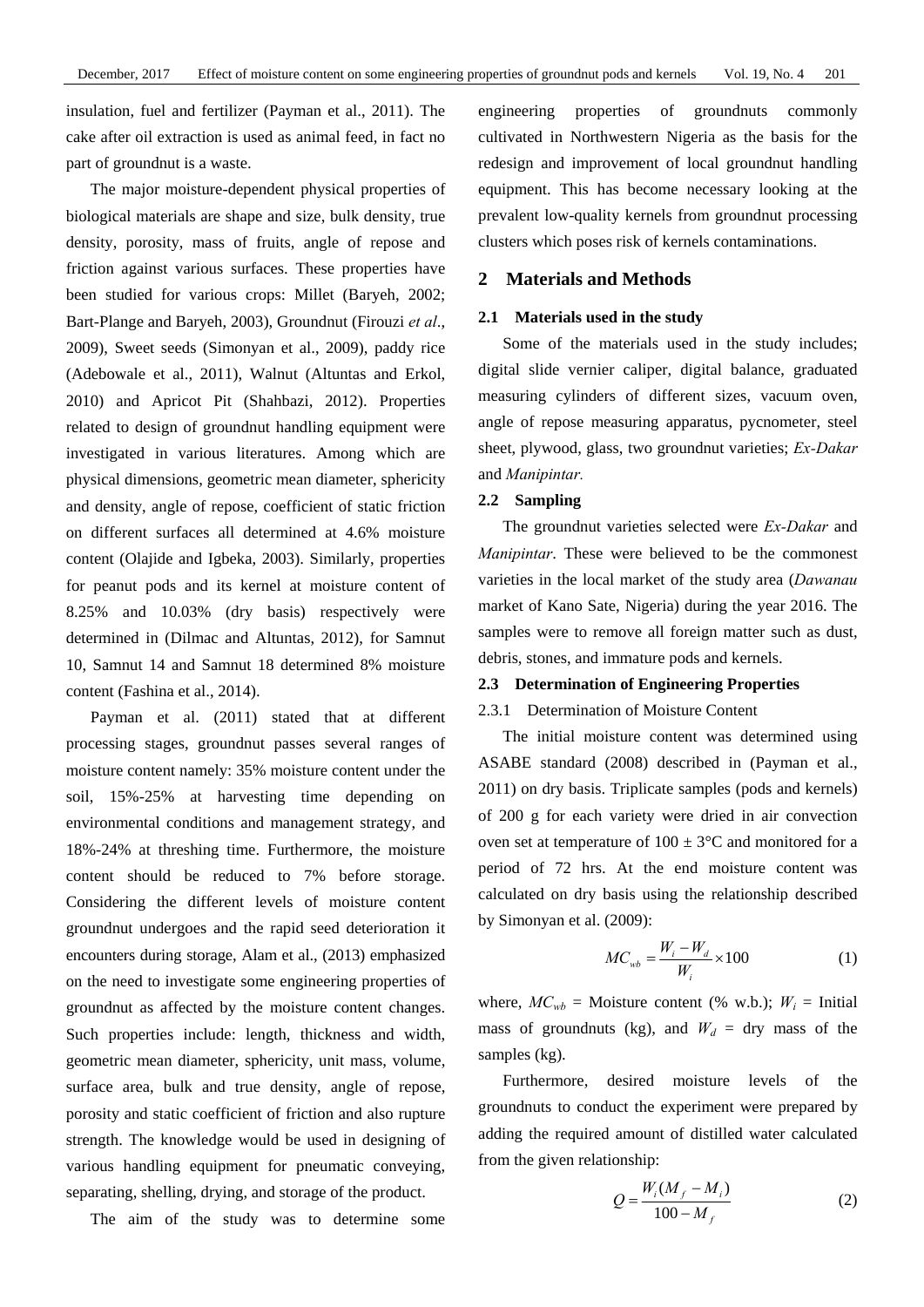insulation, fuel and fertilizer (Payman et al., 2011). The cake after oil extraction is used as animal feed, in fact no part of groundnut is a waste.

The major moisture-dependent physical properties of biological materials are shape and size, bulk density, true density, porosity, mass of fruits, angle of repose and friction against various surfaces. These properties have been studied for various crops: Millet (Baryeh, 2002; Bart-Plange and Baryeh, 2003), Groundnut (Firouzi *et al*., 2009), Sweet seeds (Simonyan et al., 2009), paddy rice (Adebowale et al., 2011), Walnut (Altuntas and Erkol, 2010) and Apricot Pit (Shahbazi, 2012). Properties related to design of groundnut handling equipment were investigated in various literatures. Among which are physical dimensions, geometric mean diameter, sphericity and density, angle of repose, coefficient of static friction on different surfaces all determined at 4.6% moisture content (Olajide and Igbeka, 2003). Similarly, properties for peanut pods and its kernel at moisture content of 8.25% and 10.03% (dry basis) respectively were determined in (Dilmac and Altuntas, 2012), for Samnut 10, Samnut 14 and Samnut 18 determined 8% moisture content (Fashina et al., 2014).

Payman et al. (2011) stated that at different processing stages, groundnut passes several ranges of moisture content namely: 35% moisture content under the soil, 15%-25% at harvesting time depending on environmental conditions and management strategy, and 18%-24% at threshing time. Furthermore, the moisture content should be reduced to 7% before storage. Considering the different levels of moisture content groundnut undergoes and the rapid seed deterioration it encounters during storage, Alam et al., (2013) emphasized on the need to investigate some engineering properties of groundnut as affected by the moisture content changes. Such properties include: length, thickness and width, geometric mean diameter, sphericity, unit mass, volume, surface area, bulk and true density, angle of repose, porosity and static coefficient of friction and also rupture strength. The knowledge would be used in designing of various handling equipment for pneumatic conveying, separating, shelling, drying, and storage of the product.

The aim of the study was to determine some engineering properties of groundnuts commonly cultivated in Northwestern Nigeria as the basis for the redesign and improvement of local groundnut handling equipment. This has become necessary looking at the prevalent low-quality kernels from groundnut processing clusters which poses risk of kernels contaminations.

## 2 Materials and Methods

### 2.1 Materials used in the study

Some of the materials used in the study includes; digital slide vernier caliper, digital balance, graduated measuring cylinders of different sizes, vacuum oven, angle of repose measuring apparatus, pycnometer, steel sheet, plywood, glass, two groundnut varieties; *Ex-Dakar* and *Manipintar.*

### 2.2 Sampling

The groundnut varieties selected were *Ex-Dakar* and *Manipintar*. These were believed to be the commonest varieties in the local market of the study area (*Dawanau* market of Kano Sate, Nigeria) during the year 2016. The samples were to remove all foreign matter such as dust, debris, stones, and immature pods and kernels.

### 2.3 Determination of Engineering Properties

#### 2.3.1 Determination of Moisture Content

The initial moisture content was determined using ASABE standard (2008) described in (Payman et al., 2011) on dry basis. Triplicate samples (pods and kernels) of 200 g for each variety were dried in air convection oven set at temperature of 100 ± 3°C and monitored for a period of 72 hrs. At the end moisture content was calculated on dry basis using the relationship described by Simonyan et al. (2009):

$$MC_{wb} = \frac{W_i - W_d}{W_i} \times 100 \tag{1}$$

where, $MC_{wb}$ = Moisture content (% w.b.); $W_i$ = Initial mass of groundnuts (kg), and $W_d$ = dry mass of the samples (kg).

Furthermore, desired moisture levels of the groundnuts to conduct the experiment were prepared by adding the required amount of distilled water calculated from the given relationship:

$$Q = \frac{W_i(M_f - M_i)}{100 - M_f} \tag{2}$$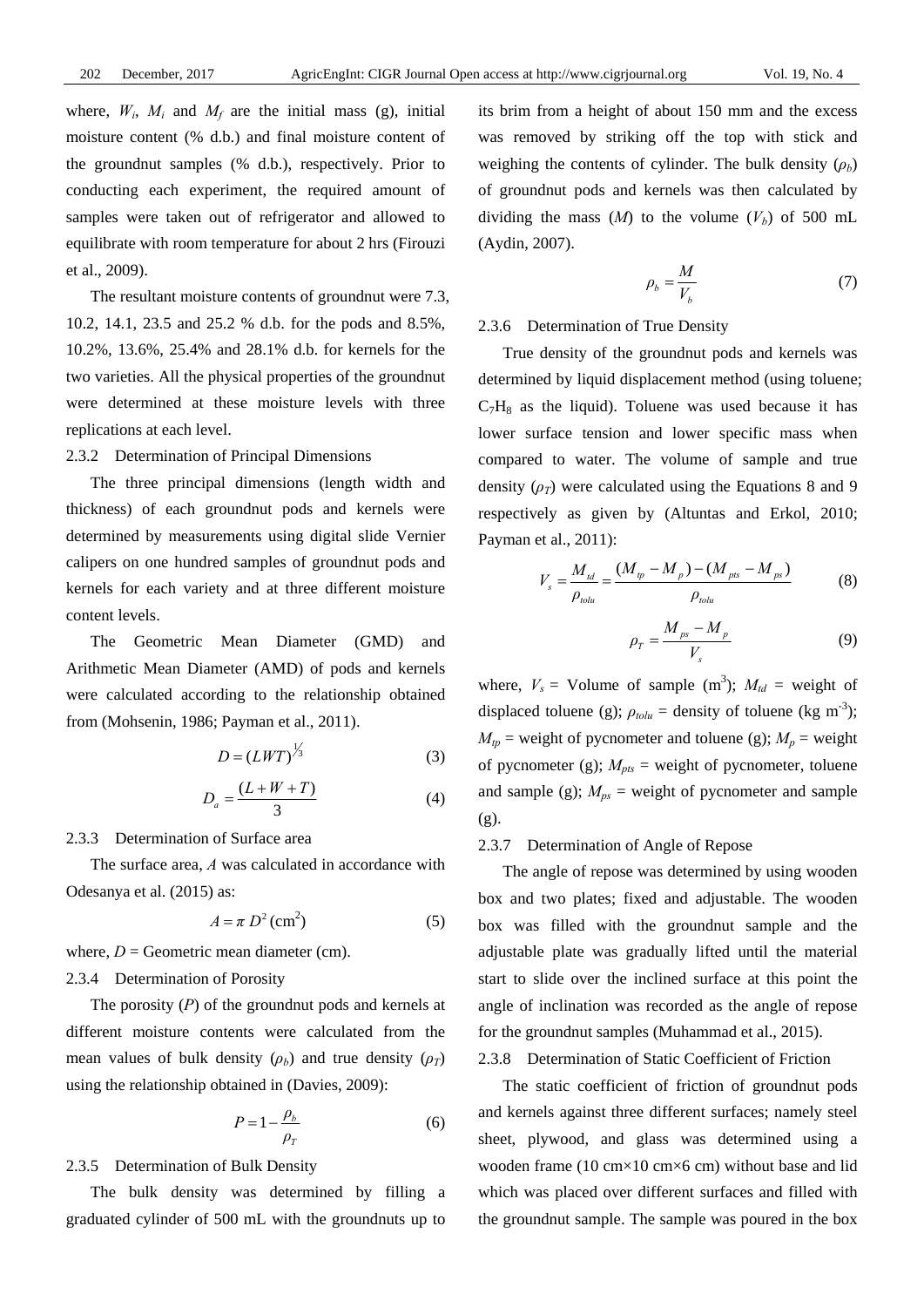where, $W_i$, $M_i$ and $M_f$ are the initial mass (g), initial moisture content (% d.b.) and final moisture content of the groundnut samples (% d.b.), respectively. Prior to conducting each experiment, the required amount of samples were taken out of refrigerator and allowed to equilibrate with room temperature for about 2 hrs (Firouzi et al., 2009).

The resultant moisture contents of groundnut were 7.3, 10.2, 14.1, 23.5 and 25.2 % d.b. for the pods and 8.5%, 10.2%, 13.6%, 25.4% and 28.1% d.b. for kernels for the two varieties. All the physical properties of the groundnut were determined at these moisture levels with three replications at each level.

### 2.3.2 Determination of Principal Dimensions

The three principal dimensions (length width and thickness) of each groundnut pods and kernels were determined by measurements using digital slide Vernier calipers on one hundred samples of groundnut pods and kernels for each variety and at three different moisture content levels.

The Geometric Mean Diameter (GMD) and Arithmetic Mean Diameter (AMD) of pods and kernels were calculated according to the relationship obtained from (Mohsenin, 1986; Payman et al., 2011).

$$D = (LWT)^{1/3} \tag{3}$$

$$D_a = \frac{(L+W+T)}{3} \tag{4}$$

### 2.3.3 Determination of Surface area

The surface area, $A$ was calculated in accordance with Odesanya et al. (2015) as:

$$A = \pi D^2 \, (\text{cm}^2) \tag{5}$$

where, $D$ = Geometric mean diameter (cm).

### 2.3.4 Determination of Porosity

The porosity ($P$) of the groundnut pods and kernels at different moisture contents were calculated from the mean values of bulk density ($\rho_b$) and true density ($\rho_T$) using the relationship obtained in (Davies, 2009):

$$P = 1 - \frac{\rho_b}{\rho_T} \tag{6}$$

### 2.3.5 Determination of Bulk Density

The bulk density was determined by filling a graduated cylinder of 500 mL with the groundnuts up to its brim from a height of about 150 mm and the excess was removed by striking off the top with stick and weighing the contents of cylinder. The bulk density ($\rho_b$) of groundnut pods and kernels was then calculated by dividing the mass ($M$) to the volume ($V_b$) of 500 mL (Aydin, 2007).

$$\rho_b = \frac{M}{V_b} \tag{7}$$

### 2.3.6 Determination of True Density

True density of the groundnut pods and kernels was determined by liquid displacement method (using toluene; $C_7H_8$ as the liquid). Toluene was used because it has lower surface tension and lower specific mass when compared to water. The volume of sample and true density ($\rho_T$) were calculated using the Equations 8 and 9 respectively as given by (Altuntas and Erkol, 2010; Payman et al., 2011):

$$V_s = \frac{M_{td}}{\rho_{tolu}} = \frac{(M_{tp} - M_p) - (M_{pts} - M_{ps})}{\rho_{tolu}} \tag{8}$$

$$\rho_T = \frac{M_{ps} - M_p}{V_s} \tag{9}$$

where, $V_s$ = Volume of sample (m$^3$); $M_{td}$ = weight of displaced toluene (g); $\rho_{tolu}$ = density of toluene (kg m$^{-3}$); $M_{tp}$ = weight of pycnometer and toluene (g); $M_p$ = weight of pycnometer (g); $M_{pts}$ = weight of pycnometer, toluene and sample (g); $M_{ps}$ = weight of pycnometer and sample (g).

### 2.3.7 Determination of Angle of Repose

The angle of repose was determined by using wooden box and two plates; fixed and adjustable. The wooden box was filled with the groundnut sample and the adjustable plate was gradually lifted until the material start to slide over the inclined surface at this point the angle of inclination was recorded as the angle of repose for the groundnut samples (Muhammad et al., 2015).

### 2.3.8 Determination of Static Coefficient of Friction

The static coefficient of friction of groundnut pods and kernels against three different surfaces; namely steel sheet, plywood, and glass was determined using a wooden frame (10 cm×10 cm×6 cm) without base and lid which was placed over different surfaces and filled with the groundnut sample. The sample was poured in the box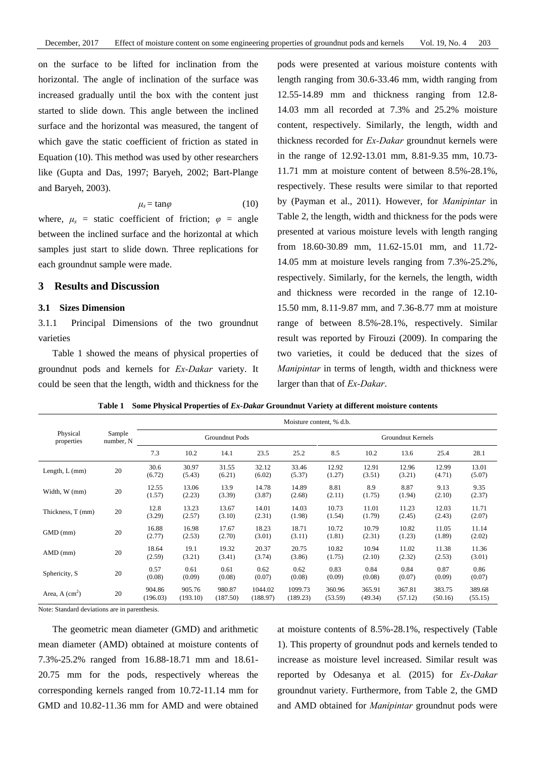on the surface to be lifted for inclination from the horizontal. The angle of inclination of the surface was increased gradually until the box with the content just started to slide down. This angle between the inclined surface and the horizontal was measured, the tangent of which gave the static coefficient of friction as stated in Equation (10). This method was used by other researchers like (Gupta and Das, 1997; Baryeh, 2002; Bart-Plange and Baryeh, 2003).

$$\mu_s = \tan\varphi \tag{10}$$

where, $\mu_s$ = static coefficient of friction; $\varphi$ = angle between the inclined surface and the horizontal at which samples just start to slide down. Three replications for each groundnut sample were made.

## 3 Results and Discussion

### 3.1 Sizes Dimension

3.1.1 Principal Dimensions of the two groundnut varieties

Table 1 showed the means of physical properties of groundnut pods and kernels for *Ex-Dakar* variety. It could be seen that the length, width and thickness for the pods were presented at various moisture contents with length ranging from 30.6-33.46 mm, width ranging from 12.55-14.89 mm and thickness ranging from 12.8-14.03 mm all recorded at 7.3% and 25.2% moisture content, respectively. Similarly, the length, width and thickness recorded for *Ex-Dakar* groundnut kernels were in the range of 12.92-13.01 mm, 8.81-9.35 mm, 10.73-11.71 mm at moisture content of between 8.5%-28.1%, respectively. These results were similar to that reported by (Payman et al., 2011). However, for *Manipintar* in Table 2, the length, width and thickness for the pods were presented at various moisture levels with length ranging from 18.60-30.89 mm, 11.62-15.01 mm, and 11.72-14.05 mm at moisture levels ranging from 7.3%-25.2%, respectively. Similarly, for the kernels, the length, width and thickness were recorded in the range of 12.10-15.50 mm, 8.11-9.87 mm, and 7.36-8.77 mm at moisture range of between 8.5%-28.1%, respectively. Similar result was reported by Firouzi (2009). In comparing the two varieties, it could be deduced that the sizes of *Manipintar* in terms of length, width and thickness were larger than that of *Ex-Dakar*.

**Table 1 Some Physical Properties of *Ex-Dakar* Groundnut Variety at different moisture contents**

| Physical properties | Sample number, N | Moisture content, % d.b. | | | | | | | | | |
|---|---|---|---|---|---|---|---|---|---|---|---|
| | | Groundnut Pods | | | | | Groundnut Kernels | | | | |
| | | 7.3 | 10.2 | 14.1 | 23.5 | 25.2 | 8.5 | 10.2 | 13.6 | 25.4 | 28.1 |
| Length, L (mm) | 20 | 30.6 (6.72) | 30.97 (5.43) | 31.55 (6.21) | 32.12 (6.02) | 33.46 (5.37) | 12.92 (1.27) | 12.91 (3.51) | 12.96 (3.21) | 12.99 (4.71) | 13.01 (5.07) |
| Width, W (mm) | 20 | 12.55 (1.57) | 13.06 (2.23) | 13.9 (3.39) | 14.78 (3.87) | 14.89 (2.68) | 8.81 (2.11) | 8.9 (1.75) | 8.87 (1.94) | 9.13 (2.10) | 9.35 (2.37) |
| Thickness, T (mm) | 20 | 12.8 (3.29) | 13.23 (2.57) | 13.67 (3.10) | 14.01 (2.31) | 14.03 (1.98) | 10.73 (1.54) | 11.01 (1.79) | 11.23 (2.45) | 12.03 (2.43) | 11.71 (2.07) |
| GMD (mm) | 20 | 16.88 (2.77) | 16.98 (2.53) | 17.67 (2.70) | 18.23 (3.01) | 18.71 (3.11) | 10.72 (1.81) | 10.79 (2.31) | 10.82 (1.23) | 11.05 (1.89) | 11.14 (2.02) |
| AMD (mm) | 20 | 18.64 (2.59) | 19.1 (3.21) | 19.32 (3.41) | 20.37 (3.74) | 20.75 (3.86) | 10.82 (1.75) | 10.94 (2.10) | 11.02 (2.32) | 11.38 (2.53) | 11.36 (3.01) |
| Sphericity, S | 20 | 0.57 (0.08) | 0.61 (0.09) | 0.61 (0.08) | 0.62 (0.07) | 0.62 (0.08) | 0.83 (0.09) | 0.84 (0.08) | 0.84 (0.07) | 0.87 (0.09) | 0.86 (0.07) |
| Area, A ($cm^2$) | 20 | 904.86 (196.03) | 905.76 (193.10) | 980.87 (187.50) | 1044.02 (188.97) | 1099.73 (189.23) | 360.96 (53.59) | 365.91 (49.34) | 367.81 (57.12) | 383.75 (50.16) | 389.68 (55.15) |

Note: Standard deviations are in parenthesis.

The geometric mean diameter (GMD) and arithmetic mean diameter (AMD) obtained at moisture contents of 7.3%-25.2% ranged from 16.88-18.71 mm and 18.61-20.75 mm for the pods, respectively whereas the corresponding kernels ranged from 10.72-11.14 mm for GMD and 10.82-11.36 mm for AMD and were obtained at moisture contents of 8.5%-28.1%, respectively (Table 1). This property of groundnut pods and kernels tended to increase as moisture level increased. Similar result was reported by Odesanya et al. (2015) for *Ex-Dakar* groundnut variety. Furthermore, from Table 2, the GMD and AMD obtained for *Manipintar* groundnut pods were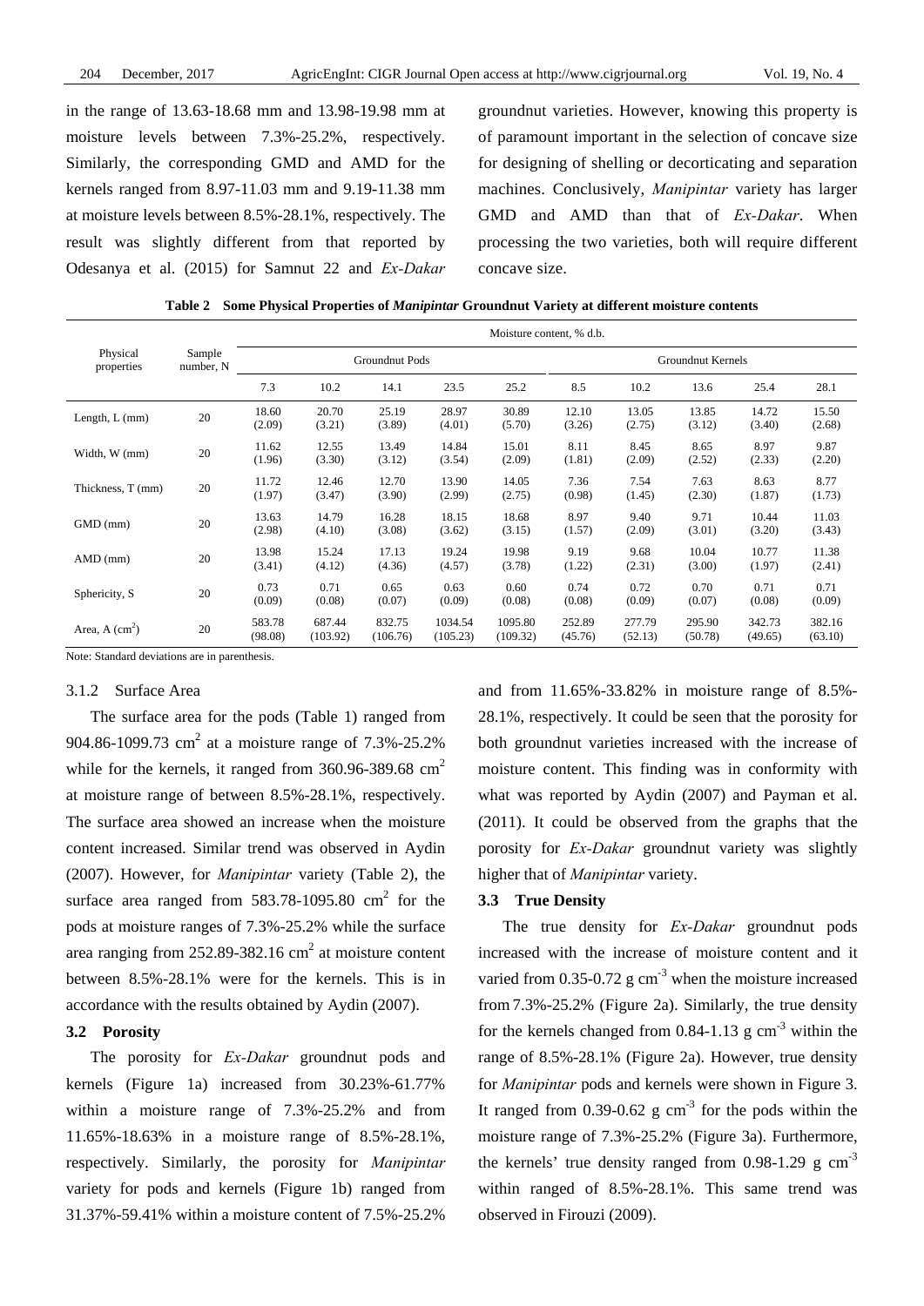in the range of 13.63-18.68 mm and 13.98-19.98 mm at moisture levels between 7.3%-25.2%, respectively. Similarly, the corresponding GMD and AMD for the kernels ranged from 8.97-11.03 mm and 9.19-11.38 mm at moisture levels between 8.5%-28.1%, respectively. The result was slightly different from that reported by Odesanya et al. (2015) for Samnut 22 and *Ex-Dakar* groundnut varieties. However, knowing this property is of paramount important in the selection of concave size for designing of shelling or decorticating and separation machines. Conclusively, *Manipintar* variety has larger GMD and AMD than that of *Ex-Dakar*. When processing the two varieties, both will require different concave size.

**Table 2 Some Physical Properties of *Manipintar* Groundnut Variety at different moisture contents**

| Physical properties | Sample number, N | Moisture content, % d.b. | | | | | | | | | |
|---|---|---|---|---|---|---|---|---|---|---|---|
| | | Groundnut Pods | | | | | Groundnut Kernels | | | | |
| | | 7.3 | 10.2 | 14.1 | 23.5 | 25.2 | 8.5 | 10.2 | 13.6 | 25.4 | 28.1 |
| Length, L (mm) | 20 | 18.60 (2.09) | 20.70 (3.21) | 25.19 (3.89) | 28.97 (4.01) | 30.89 (5.70) | 12.10 (3.26) | 13.05 (2.75) | 13.85 (3.12) | 14.72 (3.40) | 15.50 (2.68) |
| Width, W (mm) | 20 | 11.62 (1.96) | 12.55 (3.30) | 13.49 (3.12) | 14.84 (3.54) | 15.01 (2.09) | 8.11 (1.81) | 8.45 (2.09) | 8.65 (2.52) | 8.97 (2.33) | 9.87 (2.20) |
| Thickness, T (mm) | 20 | 11.72 (1.97) | 12.46 (3.47) | 12.70 (3.90) | 13.90 (2.99) | 14.05 (2.75) | 7.36 (0.98) | 7.54 (1.45) | 7.63 (2.30) | 8.63 (1.87) | 8.77 (1.73) |
| GMD (mm) | 20 | 13.63 (2.98) | 14.79 (4.10) | 16.28 (3.08) | 18.15 (3.62) | 18.68 (3.15) | 8.97 (1.57) | 9.40 (2.09) | 9.71 (3.01) | 10.44 (3.20) | 11.03 (3.43) |
| AMD (mm) | 20 | 13.98 (3.41) | 15.24 (4.12) | 17.13 (4.36) | 19.24 (4.57) | 19.98 (3.78) | 9.19 (1.22) | 9.68 (2.31) | 10.04 (3.00) | 10.77 (1.97) | 11.38 (2.41) |
| Sphericity, S | 20 | 0.73 (0.09) | 0.71 (0.08) | 0.65 (0.07) | 0.63 (0.09) | 0.60 (0.08) | 0.74 (0.08) | 0.72 (0.09) | 0.70 (0.07) | 0.71 (0.08) | 0.71 (0.09) |
| Area, A ($cm^2$) | 20 | 583.78 (98.08) | 687.44 (103.92) | 832.75 (106.76) | 1034.54 (105.23) | 1095.80 (109.32) | 252.89 (45.76) | 277.79 (52.13) | 295.90 (50.78) | 342.73 (49.65) | 382.16 (63.10) |

Note: Standard deviations are in parenthesis.

### 3.1.2 Surface Area

The surface area for the pods (Table 1) ranged from 904.86-1099.73 $cm^2$ at a moisture range of 7.3%-25.2% while for the kernels, it ranged from 360.96-389.68 $cm^2$ at moisture range of between 8.5%-28.1%, respectively. The surface area showed an increase when the moisture content increased. Similar trend was observed in Aydin (2007). However, for *Manipintar* variety (Table 2), the surface area ranged from 583.78-1095.80 $cm^2$ for the pods at moisture ranges of 7.3%-25.2% while the surface area ranging from 252.89-382.16 $cm^2$ at moisture content between 8.5%-28.1% were for the kernels. This is in accordance with the results obtained by Aydin (2007).

## 3.2 Porosity

The porosity for *Ex-Dakar* groundnut pods and kernels (Figure 1a) increased from 30.23%-61.77% within a moisture range of 7.3%-25.2% and from 11.65%-18.63% in a moisture range of 8.5%-28.1%, respectively. Similarly, the porosity for *Manipintar* variety for pods and kernels (Figure 1b) ranged from 31.37%-59.41% within a moisture content of 7.5%-25.2% and from 11.65%-33.82% in moisture range of 8.5%-28.1%, respectively. It could be seen that the porosity for both groundnut varieties increased with the increase of moisture content. This finding was in conformity with what was reported by Aydin (2007) and Payman et al. (2011). It could be observed from the graphs that the porosity for *Ex-Dakar* groundnut variety was slightly higher that of *Manipintar* variety.

## 3.3 True Density

The true density for *Ex-Dakar* groundnut pods increased with the increase of moisture content and it varied from 0.35-0.72 g $cm^{-3}$ when the moisture increased from 7.3%-25.2% (Figure 2a). Similarly, the true density for the kernels changed from 0.84-1.13 g $cm^{-3}$ within the range of 8.5%-28.1% (Figure 2a). However, true density for *Manipintar* pods and kernels were shown in Figure 3. It ranged from 0.39-0.62 g $cm^{-3}$ for the pods within the moisture range of 7.3%-25.2% (Figure 3a). Furthermore, the kernels' true density ranged from 0.98-1.29 g $cm^{-3}$ within ranged of 8.5%-28.1%. This same trend was observed in Firouzi (2009).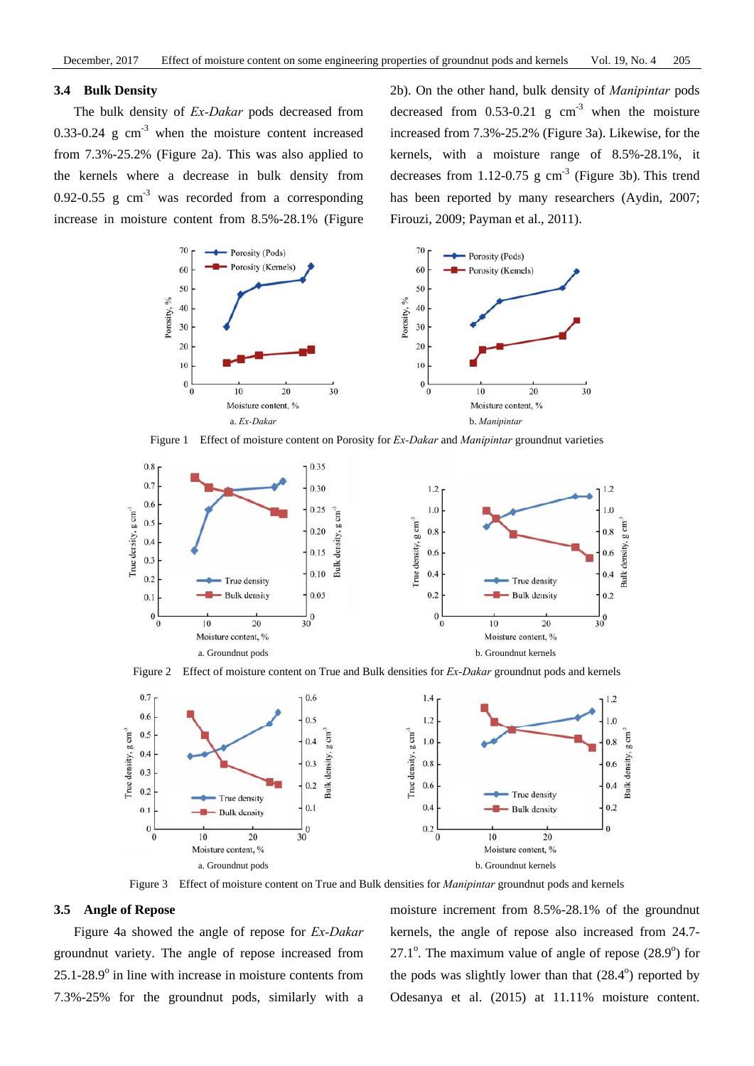### 3.4 Bulk Density

The bulk density of *Ex-Dakar* pods decreased from 0.33-0.24 g cm$^{-3}$ when the moisture content increased from 7.3%-25.2% (Figure 2a). This was also applied to the kernels where a decrease in bulk density from 0.92-0.55 g cm$^{-3}$ was recorded from a corresponding increase in moisture content from 8.5%-28.1% (Figure 2b). On the other hand, bulk density of *Manipintar* pods decreased from 0.53-0.21 g cm$^{-3}$ when the moisture increased from 7.3%-25.2% (Figure 3a). Likewise, for the kernels, with a moisture range of 8.5%-28.1%, it decreases from 1.12-0.75 g cm$^{-3}$ (Figure 3b). This trend has been reported by many researchers (Aydin, 2007; Firouzi, 2009; Payman et al., 2011).

Figure 1 Effect of moisture content on Porosity for *Ex-Dakar* and *Manipintar* groundnut varieties

Figure 2 Effect of moisture content on True and Bulk densities for *Ex-Dakar* groundnut pods and kernels

Figure 3 Effect of moisture content on True and Bulk densities for *Manipintar* groundnut pods and kernels

### 3.5 Angle of Repose

Figure 4a showed the angle of repose for *Ex-Dakar* groundnut variety. The angle of repose increased from 25.1-28.9$^{o}$ in line with increase in moisture contents from 7.3%-25% for the groundnut pods, similarly with a moisture increment from 8.5%-28.1% of the groundnut kernels, the angle of repose also increased from 24.7-27.1$^{o}$. The maximum value of angle of repose (28.9$^{o}$) for the pods was slightly lower than that (28.4$^{o}$) reported by Odesanya et al. (2015) at 11.11% moisture content.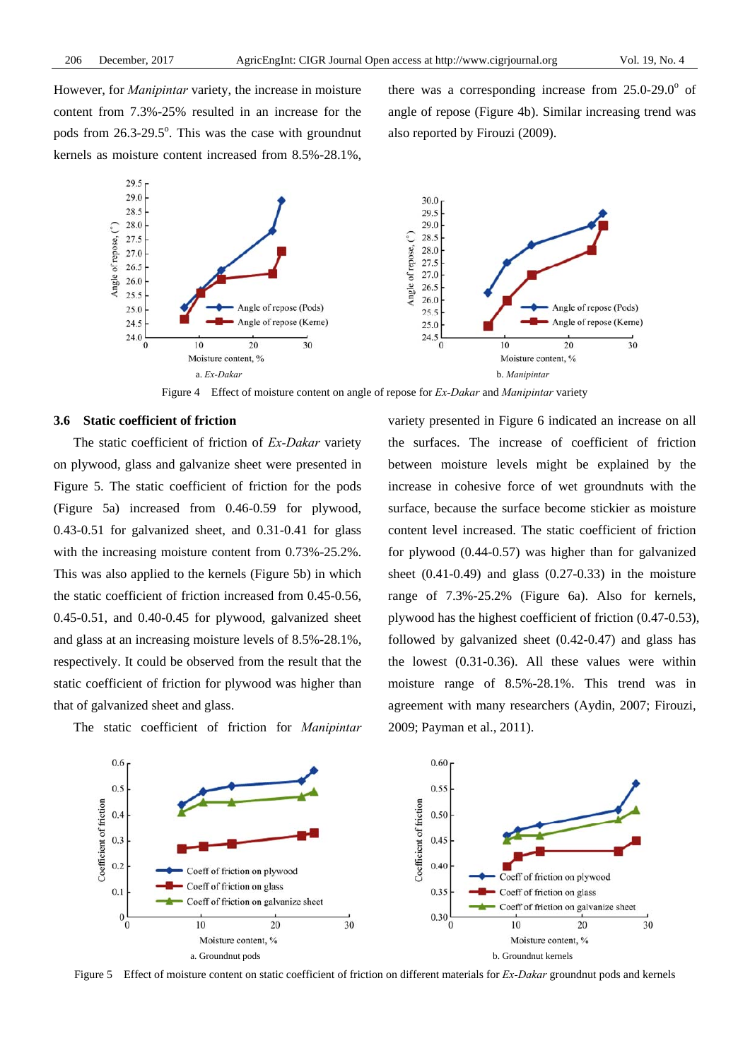However, for *Manipintar* variety, the increase in moisture content from 7.3%-25% resulted in an increase for the pods from 26.3-29.5°. This was the case with groundnut kernels as moisture content increased from 8.5%-28.1%, there was a corresponding increase from 25.0-29.0° of angle of repose (Figure 4b). Similar increasing trend was also reported by Firouzi (2009).

Figure 4 Effect of moisture content on angle of repose for *Ex-Dakar* and *Manipintar* variety

### 3.6 Static coefficient of friction

The static coefficient of friction of *Ex-Dakar* variety on plywood, glass and galvanize sheet were presented in Figure 5. The static coefficient of friction for the pods (Figure 5a) increased from 0.46-0.59 for plywood, 0.43-0.51 for galvanized sheet, and 0.31-0.41 for glass with the increasing moisture content from 0.73%-25.2%. This was also applied to the kernels (Figure 5b) in which the static coefficient of friction increased from 0.45-0.56, 0.45-0.51, and 0.40-0.45 for plywood, galvanized sheet and glass at an increasing moisture levels of 8.5%-28.1%, respectively. It could be observed from the result that the static coefficient of friction for plywood was higher than that of galvanized sheet and glass.

The static coefficient of friction for *Manipintar* variety presented in Figure 6 indicated an increase on all the surfaces. The increase of coefficient of friction between moisture levels might be explained by the increase in cohesive force of wet groundnuts with the surface, because the surface become stickier as moisture content level increased. The static coefficient of friction for plywood (0.44-0.57) was higher than for galvanized sheet (0.41-0.49) and glass (0.27-0.33) in the moisture range of 7.3%-25.2% (Figure 6a). Also for kernels, plywood has the highest coefficient of friction (0.47-0.53), followed by galvanized sheet (0.42-0.47) and glass has the lowest (0.31-0.36). All these values were within moisture range of 8.5%-28.1%. This trend was in agreement with many researchers (Aydin, 2007; Firouzi, 2009; Payman et al., 2011).

Figure 5 Effect of moisture content on static coefficient of friction on different materials for *Ex-Dakar* groundnut pods and kernels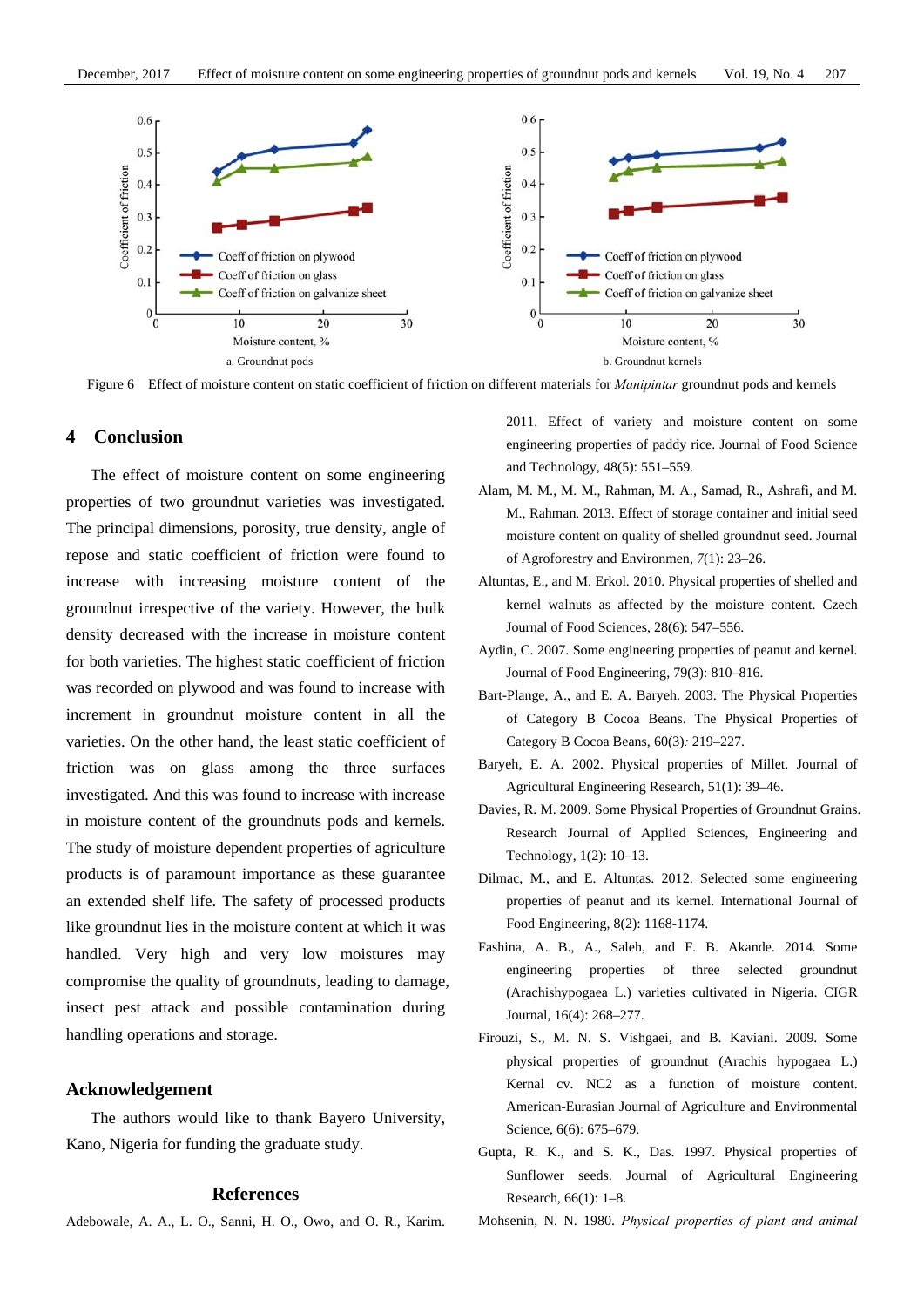Figure 6 Effect of moisture content on static coefficient of friction on different materials for *Manipintar* groundnut pods and kernels

## 4 Conclusion

The effect of moisture content on some engineering properties of two groundnut varieties was investigated. The principal dimensions, porosity, true density, angle of repose and static coefficient of friction were found to increase with increasing moisture content of the groundnut irrespective of the variety. However, the bulk density decreased with the increase in moisture content for both varieties. The highest static coefficient of friction was recorded on plywood and was found to increase with increment in groundnut moisture content in all the varieties. On the other hand, the least static coefficient of friction was on glass among the three surfaces investigated. And this was found to increase with increase in moisture content of the groundnuts pods and kernels. The study of moisture dependent properties of agriculture products is of paramount importance as these guarantee an extended shelf life. The safety of processed products like groundnut lies in the moisture content at which it was handled. Very high and very low moistures may compromise the quality of groundnuts, leading to damage, insect pest attack and possible contamination during handling operations and storage.

## Acknowledgement

The authors would like to thank Bayero University, Kano, Nigeria for funding the graduate study.

## References

Adebowale, A. A., L. O., Sanni, H. O., Owo, and O. R., Karim. 2011. Effect of variety and moisture content on some engineering properties of paddy rice. Journal of Food Science and Technology, 48(5): 551–559.

Alam, M. M., M. M., Rahman, M. A., Samad, R., Ashrafi, and M. M., Rahman. 2013. Effect of storage container and initial seed moisture content on quality of shelled groundnut seed. Journal of Agroforestry and Environmen, *7*(1): 23–26.

Altuntas, E., and M. Erkol. 2010. Physical properties of shelled and kernel walnuts as affected by the moisture content. Czech Journal of Food Sciences, 28(6): 547–556.

Aydin, C. 2007. Some engineering properties of peanut and kernel. Journal of Food Engineering, 79(3): 810–816.

Bart-Plange, A., and E. A. Baryeh. 2003. The Physical Properties of Category B Cocoa Beans. The Physical Properties of Category B Cocoa Beans, 60(3)*:* 219–227.

Baryeh, E. A. 2002. Physical properties of Millet. Journal of Agricultural Engineering Research, 51(1): 39–46.

Davies, R. M. 2009. Some Physical Properties of Groundnut Grains. Research Journal of Applied Sciences, Engineering and Technology, 1(2): 10–13.

Dilmac, M., and E. Altuntas. 2012. Selected some engineering properties of peanut and its kernel. International Journal of Food Engineering, 8(2): 1168-1174.

Fashina, A. B., A., Saleh, and F. B. Akande. 2014. Some engineering properties of three selected groundnut (Arachishypogaea L.) varieties cultivated in Nigeria. CIGR Journal, 16(4): 268–277.

Firouzi, S., M. N. S. Vishgaei, and B. Kaviani. 2009. Some physical properties of groundnut (Arachis hypogaea L.) Kernal cv. NC2 as a function of moisture content. American-Eurasian Journal of Agriculture and Environmental Science, 6(6): 675–679.

Gupta, R. K., and S. K., Das. 1997. Physical properties of Sunflower seeds. Journal of Agricultural Engineering Research, 66(1): 1–8.

Mohsenin, N. N. 1980. *Physical properties of plant and animal*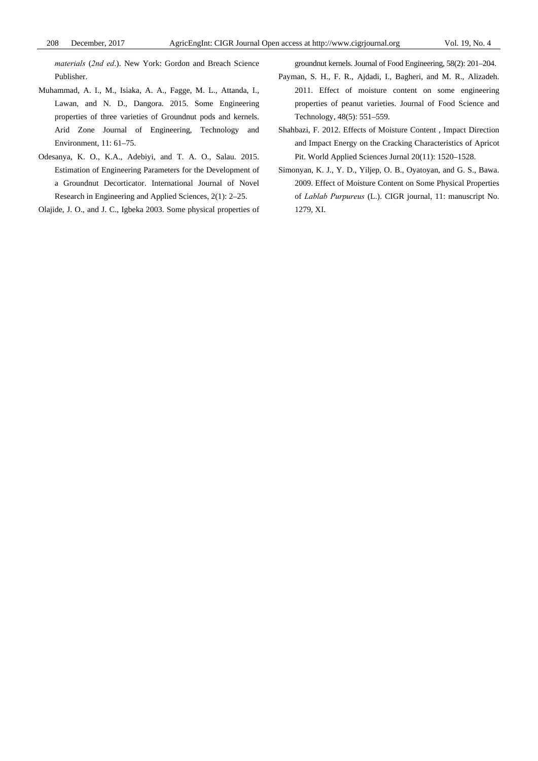*materials* (*2nd ed*.). New York: Gordon and Breach Science Publisher.

Muhammad, A. I., M., Isiaka, A. A., Fagge, M. L., Attanda, I., Lawan, and N. D., Dangora. 2015. Some Engineering properties of three varieties of Groundnut pods and kernels. Arid Zone Journal of Engineering, Technology and Environment, 11: 61–75.

Odesanya, K. O., K.A., Adebiyi, and T. A. O., Salau. 2015. Estimation of Engineering Parameters for the Development of a Groundnut Decorticator. International Journal of Novel Research in Engineering and Applied Sciences, 2(1): 2–25.

Olajide, J. O., and J. C., Igbeka 2003. Some physical properties of groundnut kernels. Journal of Food Engineering, 58(2): 201–204.

Payman, S. H., F. R., Ajdadi, I., Bagheri, and M. R., Alizadeh. 2011. Effect of moisture content on some engineering properties of peanut varieties. Journal of Food Science and Technology, 48(5): 551–559.

Shahbazi, F. 2012. Effects of Moisture Content , Impact Direction and Impact Energy on the Cracking Characteristics of Apricot Pit. World Applied Sciences Jurnal 20(11): 1520–1528.

Simonyan, K. J., Y. D., Yiljep, O. B., Oyatoyan, and G. S., Bawa. 2009. Effect of Moisture Content on Some Physical Properties of *Lablab Purpureus* (L.). CIGR journal, 11: manuscript No. 1279, XI.